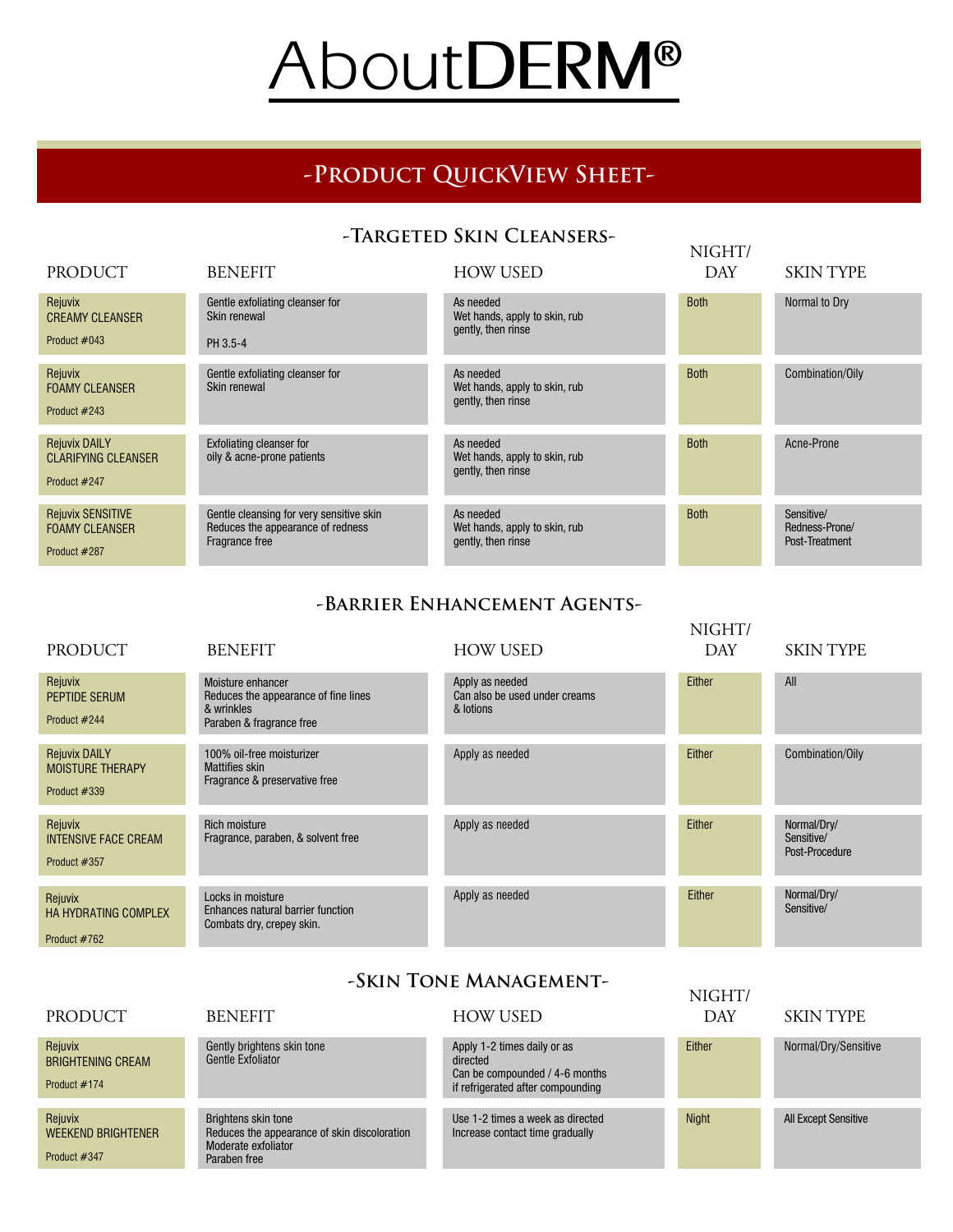# AboutDERM®

## -Product QuickView Sheet-

### -Targeted Skin Cleansers-

| PRODUCT | BENEFIT | HOW USED | NIGHT/ DAY | SKIN TYPE |
|---|---|---|---|---|
| Rejuvix CREAMY CLEANSER Product #043 | Gentle exfoliating cleanser for Skin renewal PH 3.5-4 | As needed Wet hands, apply to skin, rub gently, then rinse | Both | Normal to Dry |
| Rejuvix FOAMY CLEANSER Product #243 | Gentle exfoliating cleanser for Skin renewal | As needed Wet hands, apply to skin, rub gently, then rinse | Both | Combination/Oily |
| Rejuvix DAILY CLARIFYING CLEANSER Product #247 | Exfoliating cleanser for oily & acne-prone patients | As needed Wet hands, apply to skin, rub gently, then rinse | Both | Acne-Prone |
| Rejuvix SENSITIVE FOAMY CLEANSER Product #287 | Gentle cleansing for very sensitive skin Reduces the appearance of redness Fragrance free | As needed Wet hands, apply to skin, rub gently, then rinse | Both | Sensitive/ Redness-Prone/ Post-Treatment |

### -Barrier Enhancement Agents-

| PRODUCT | BENEFIT | HOW USED | NIGHT/ DAY | SKIN TYPE |
|---|---|---|---|---|
| Rejuvix PEPTIDE SERUM Product #244 | Moisture enhancer Reduces the appearance of fine lines & wrinkles Paraben & fragrance free | Apply as needed Can also be used under creams & lotions | Either | All |
| Rejuvix DAILY MOISTURE THERAPY Product #339 | 100% oil-free moisturizer Mattifies skin Fragrance & preservative free | Apply as needed | Either | Combination/Oily |
| Rejuvix INTENSIVE FACE CREAM Product #357 | Rich moisture Fragrance, paraben, & solvent free | Apply as needed | Either | Normal/Dry/ Sensitive/ Post-Procedure |
| Rejuvix HA HYDRATING COMPLEX Product #762 | Locks in moisture Enhances natural barrier function Combats dry, crepey skin. | Apply as needed | Either | Normal/Dry/ Sensitive/ |

### -Skin Tone Management-

| PRODUCT | BENEFIT | HOW USED | NIGHT/ DAY | SKIN TYPE |
|---|---|---|---|---|
| Rejuvix BRIGHTENING CREAM Product #174 | Gently brightens skin tone Gentle Exfoliator | Apply 1-2 times daily or as directed Can be compounded / 4-6 months if refrigerated after compounding | Either | Normal/Dry/Sensitive |
| Rejuvix WEEKEND BRIGHTENER Product #347 | Brightens skin tone Reduces the appearance of skin discoloration Moderate exfoliator Paraben free | Use 1-2 times a week as directed Increase contact time gradually | Night | All Except Sensitive |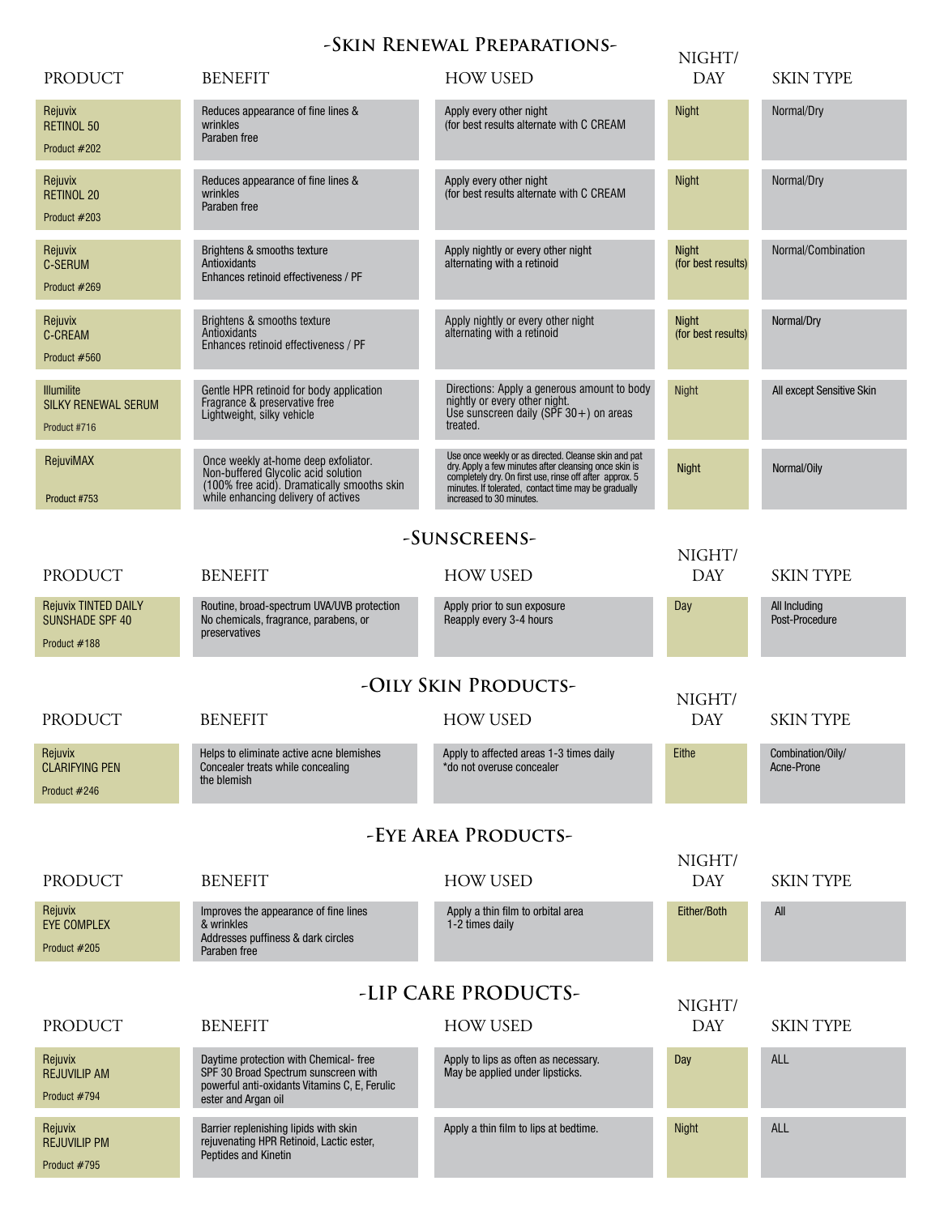## -Skin Renewal Preparations-

| PRODUCT | BENEFIT | HOW USED | NIGHT/ DAY | SKIN TYPE |
|---|---|---|---|---|
| Rejuvix RETINOL 50 Product #202 | Reduces appearance of fine lines & wrinkles Paraben free | Apply every other night (for best results alternate with C CREAM | Night | Normal/Dry |
| Rejuvix RETINOL 20 Product #203 | Reduces appearance of fine lines & wrinkles Paraben free | Apply every other night (for best results alternate with C CREAM | Night | Normal/Dry |
| Rejuvix C-SERUM Product #269 | Brightens & smooths texture Antioxidants Enhances retinoid effectiveness / PF | Apply nightly or every other night alternating with a retinoid | Night (for best results) | Normal/Combination |
| Rejuvix C-CREAM Product #560 | Brightens & smooths texture Antioxidants Enhances retinoid effectiveness / PF | Apply nightly or every other night alternating with a retinoid | Night (for best results) | Normal/Dry |
| Illumilite SILKY RENEWAL SERUM Product #716 | Gentle HPR retinoid for body application Fragrance & preservative free Lightweight, silky vehicle | Directions: Apply a generous amount to body nightly or every other night. Use sunscreen daily (SPF 30+) on areas treated. | Night | All except Sensitive Skin |
| RejuviMAX Product #753 | Once weekly at-home deep exfoliator. Non-buffered Glycolic acid solution (100% free acid). Dramatically smooths skin while enhancing delivery of actives | Use once weekly or as directed. Cleanse skin and pat dry. Apply a few minutes after cleansing once skin is completely dry. On first use, rinse off after approx. 5 minutes. If tolerated, contact time may be gradually increased to 30 minutes. | Night | Normal/Oily |

## -Sunscreens-

| PRODUCT | BENEFIT | HOW USED | NIGHT/ DAY | SKIN TYPE |
|---|---|---|---|---|
| Rejuvix TINTED DAILY SUNSHADE SPF 40 Product #188 | Routine, broad-spectrum UVA/UVB protection No chemicals, fragrance, parabens, or preservatives | Apply prior to sun exposure Reapply every 3-4 hours | Day | All Including Post-Procedure |

## -Oily Skin Products-

| PRODUCT | BENEFIT | HOW USED | NIGHT/ DAY | SKIN TYPE |
|---|---|---|---|---|
| Rejuvix CLARIFYING PEN Product #246 | Helps to eliminate active acne blemishes Concealer treats while concealing the blemish | Apply to affected areas 1-3 times daily *do not overuse concealer | Eithe | Combination/Oily/ Acne-Prone |

## -Eye Area Products-

| PRODUCT | BENEFIT | HOW USED | NIGHT/ DAY | SKIN TYPE |
|---|---|---|---|---|
| Rejuvix EYE COMPLEX Product #205 | Improves the appearance of fine lines & wrinkles Addresses puffiness & dark circles Paraben free | Apply a thin film to orbital area 1-2 times daily | Either/Both | All |

## -Lip Care Products-

| PRODUCT | BENEFIT | HOW USED | NIGHT/ DAY | SKIN TYPE |
|---|---|---|---|---|
| Rejuvix REJUVILIP AM Product #794 | Daytime protection with Chemical- free SPF 30 Broad Spectrum sunscreen with powerful anti-oxidants Vitamins C, E, Ferulic ester and Argan oil | Apply to lips as often as necessary. May be applied under lipsticks. | Day | ALL |
| Rejuvix REJUVILIP PM Product #795 | Barrier replenishing lipids with skin rejuvenating HPR Retinoid, Lactic ester, Peptides and Kinetin | Apply a thin film to lips at bedtime. | Night | ALL |